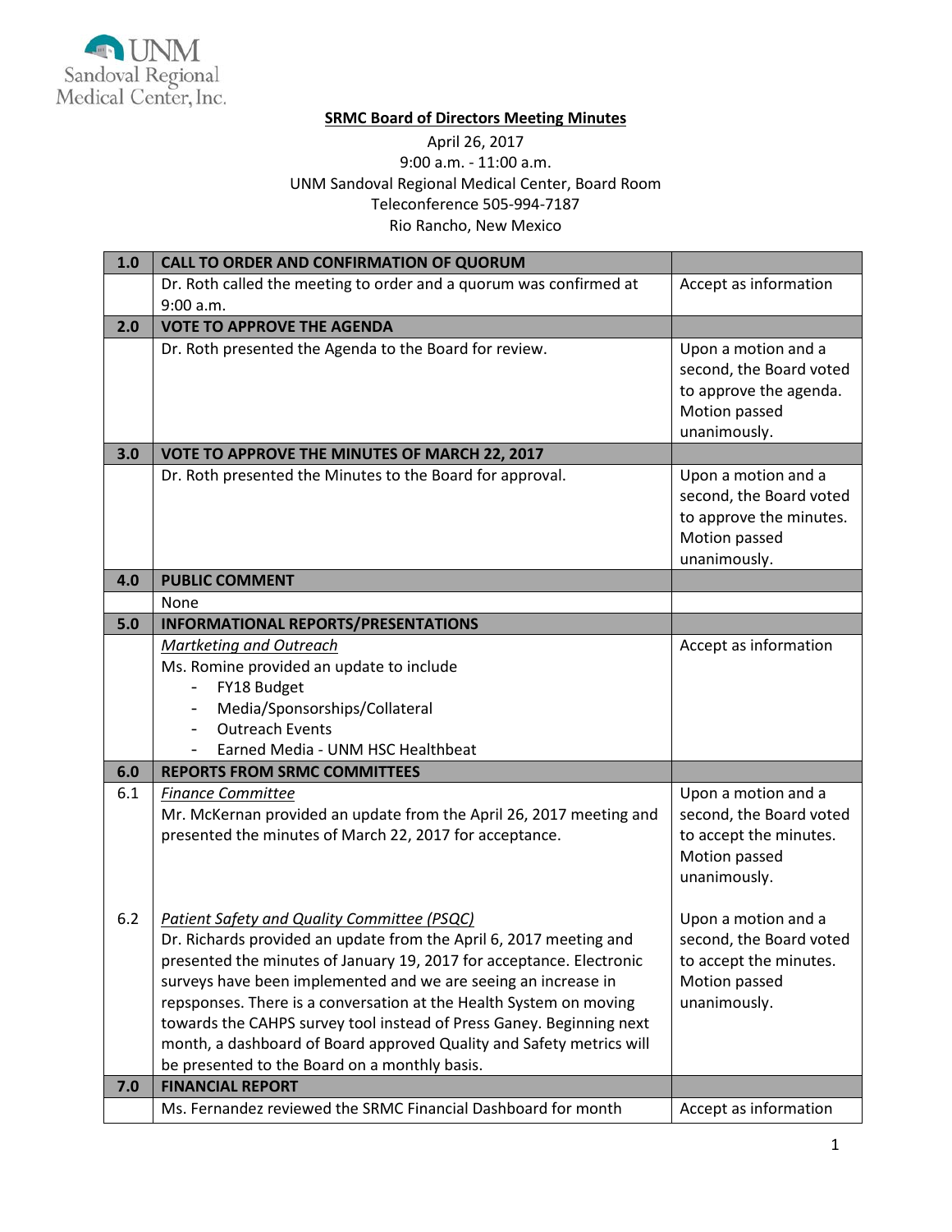**SRMC Board of Directors Meeting Minutes**

April 26, 2017
9:00 a.m. - 11:00 a.m.
UNM Sandoval Regional Medical Center, Board Room
Teleconference 505-994-7187
Rio Rancho, New Mexico

| 1.0 | CALL TO ORDER AND CONFIRMATION OF QUORUM | |
|---|---|---|
| | Dr. Roth called the meeting to order and a quorum was confirmed at 9:00 a.m. | Accept as information |
| **2.0** | **VOTE TO APPROVE THE AGENDA** | |
| | Dr. Roth presented the Agenda to the Board for review. | Upon a motion and a second, the Board voted to approve the agenda. Motion passed unanimously. |
| **3.0** | **VOTE TO APPROVE THE MINUTES OF MARCH 22, 2017** | |
| | Dr. Roth presented the Minutes to the Board for approval. | Upon a motion and a second, the Board voted to approve the minutes. Motion passed unanimously. |
| **4.0** | **PUBLIC COMMENT** | |
| | None | |
| **5.0** | **INFORMATIONAL REPORTS/PRESENTATIONS** | |
| | *Martketing and Outreach*<br>Ms. Romine provided an update to include<br>- FY18 Budget<br>- Media/Sponsorships/Collateral<br>- Outreach Events<br>- Earned Media - UNM HSC Healthbeat | Accept as information |
| **6.0** | **REPORTS FROM SRMC COMMITTEES** | |
| 6.1 | *Finance Committee*<br>Mr. McKernan provided an update from the April 26, 2017 meeting and presented the minutes of March 22, 2017 for acceptance. | Upon a motion and a second, the Board voted to accept the minutes. Motion passed unanimously. |
| 6.2 | *Patient Safety and Quality Committee (PSQC)*<br>Dr. Richards provided an update from the April 6, 2017 meeting and presented the minutes of January 19, 2017 for acceptance. Electronic surveys have been implemented and we are seeing an increase in repsponses. There is a conversation at the Health System on moving towards the CAHPS survey tool instead of Press Ganey. Beginning next month, a dashboard of Board approved Quality and Safety metrics will be presented to the Board on a monthly basis. | Upon a motion and a second, the Board voted to accept the minutes. Motion passed unanimously. |
| **7.0** | **FINANCIAL REPORT** | |
| | Ms. Fernandez reviewed the SRMC Financial Dashboard for month | Accept as information |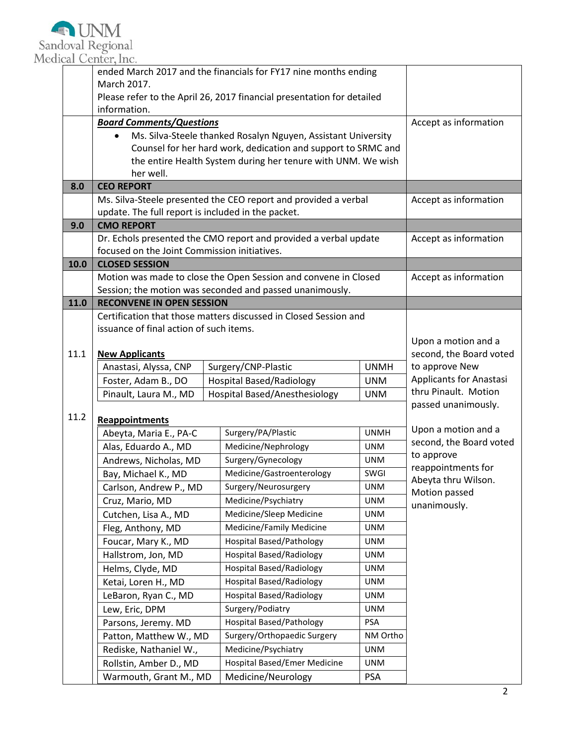| | | |
|---|---|---|
| | ended March 2017 and the financials for FY17 nine months ending March 2017.<br>Please refer to the April 26, 2017 financial presentation for detailed information. | |
| | ***Board Comments/Questions***<br>• Ms. Silva-Steele thanked Rosalyn Nguyen, Assistant University Counsel for her hard work, dedication and support to SRMC and the entire Health System during her tenure with UNM. We wish her well. | Accept as information |
| **8.0** | **CEO REPORT** | |
| | Ms. Silva-Steele presented the CEO report and provided a verbal update. The full report is included in the packet. | Accept as information |
| **9.0** | **CMO REPORT** | |
| | Dr. Echols presented the CMO report and provided a verbal update focused on the Joint Commission initiatives. | Accept as information |
| **10.0** | **CLOSED SESSION** | |
| | Motion was made to close the Open Session and convene in Closed Session; the motion was seconded and passed unanimously. | Accept as information |
| **11.0** | **RECONVENE IN OPEN SESSION** | |
| | Certification that those matters discussed in Closed Session and issuance of final action of such items. | |
| 11.1 | **New Applicants** | Upon a motion and a second, the Board voted to approve New Applicants for Anastasi thru Pinault. Motion passed unanimously. |
| 11.2 | **Reappointments** | Upon a motion and a second, the Board voted to approve reappointments for Abeyta thru Wilson. Motion passed unanimously. |

**New Applicants**

| Name | Department/Specialty | Affiliation |
|---|---|---|
| Anastasi, Alyssa, CNP | Surgery/CNP-Plastic | UNMH |
| Foster, Adam B., DO | Hospital Based/Radiology | UNM |
| Pinault, Laura M., MD | Hospital Based/Anesthesiology | UNM |

**Reappointments**

| Name | Department/Specialty | Affiliation |
|---|---|---|
| Abeyta, Maria E., PA-C | Surgery/PA/Plastic | UNMH |
| Alas, Eduardo A., MD | Medicine/Nephrology | UNM |
| Andrews, Nicholas, MD | Surgery/Gynecology | UNM |
| Bay, Michael K., MD | Medicine/Gastroenterology | SWGI |
| Carlson, Andrew P., MD | Surgery/Neurosurgery | UNM |
| Cruz, Mario, MD | Medicine/Psychiatry | UNM |
| Cutchen, Lisa A., MD | Medicine/Sleep Medicine | UNM |
| Fleg, Anthony, MD | Medicine/Family Medicine | UNM |
| Foucar, Mary K., MD | Hospital Based/Pathology | UNM |
| Hallstrom, Jon, MD | Hospital Based/Radiology | UNM |
| Helms, Clyde, MD | Hospital Based/Radiology | UNM |
| Ketai, Loren H., MD | Hospital Based/Radiology | UNM |
| LeBaron, Ryan C., MD | Hospital Based/Radiology | UNM |
| Lew, Eric, DPM | Surgery/Podiatry | UNM |
| Parsons, Jeremy. MD | Hospital Based/Pathology | PSA |
| Patton, Matthew W., MD | Surgery/Orthopaedic Surgery | NM Ortho |
| Rediske, Nathaniel W., | Medicine/Psychiatry | UNM |
| Rollstin, Amber D., MD | Hospital Based/Emer Medicine | UNM |
| Warmouth, Grant M., MD | Medicine/Neurology | PSA |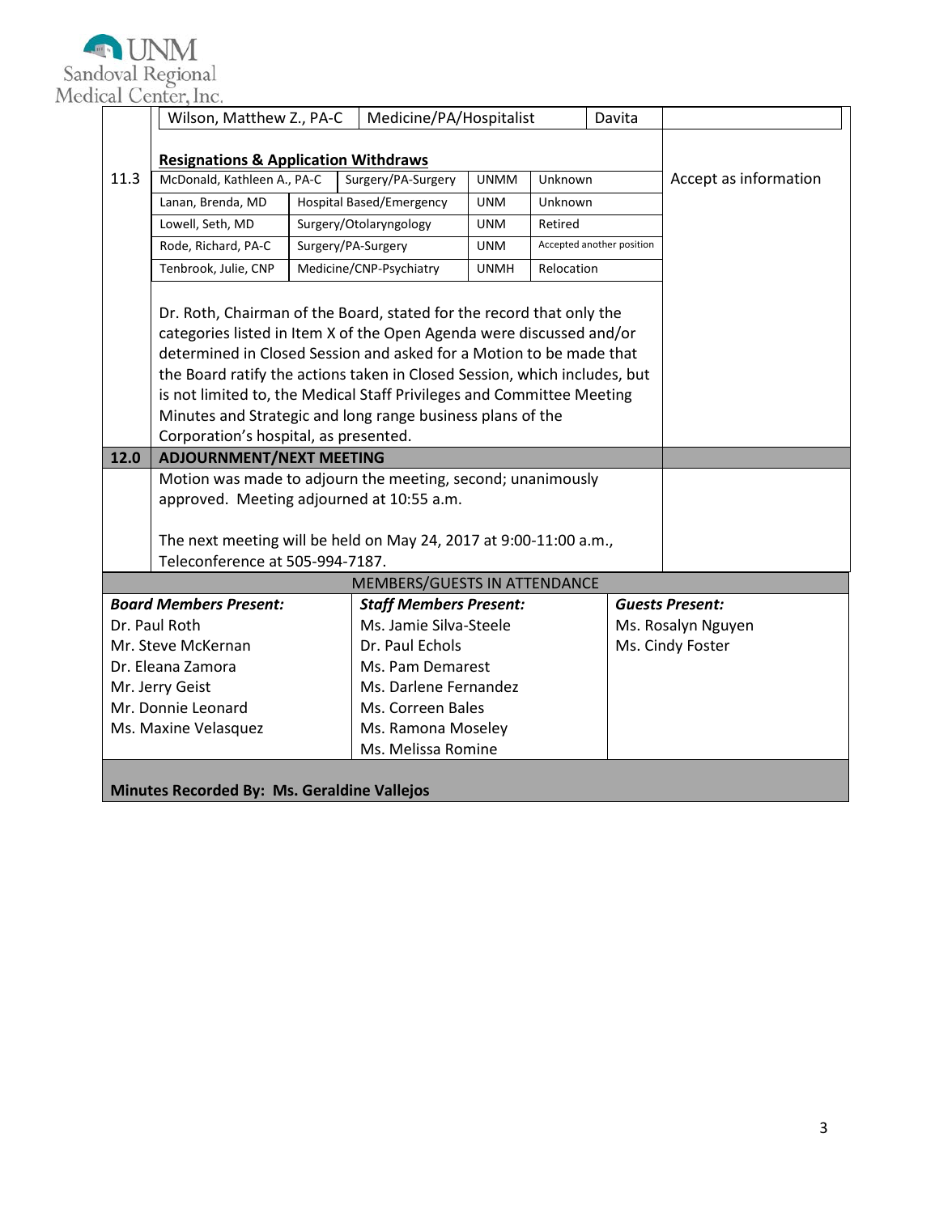| | | | | | |
|---|---|---|---|---|---|
| | Wilson, Matthew Z., PA-C | Medicine/PA/Hospitalist | | Davita | |
| 11.3 | **Resignations & Application Withdraws** | | | | Accept as information |
| | McDonald, Kathleen A., PA-C | Surgery/PA-Surgery | UNMM | Unknown | |
| | Lanan, Brenda, MD | Hospital Based/Emergency | UNM | Unknown | |
| | Lowell, Seth, MD | Surgery/Otolaryngology | UNM | Retired | |
| | Rode, Richard, PA-C | Surgery/PA-Surgery | UNM | Accepted another position | |
| | Tenbrook, Julie, CNP | Medicine/CNP-Psychiatry | UNMH | Relocation | |
| | Dr. Roth, Chairman of the Board, stated for the record that only the categories listed in Item X of the Open Agenda were discussed and/or determined in Closed Session and asked for a Motion to be made that the Board ratify the actions taken in Closed Session, which includes, but is not limited to, the Medical Staff Privileges and Committee Meeting Minutes and Strategic and long range business plans of the Corporation's hospital, as presented. | | | | |
| **12.0** | **ADJOURNMENT/NEXT MEETING** | | | | |
| | Motion was made to adjourn the meeting, second; unanimously approved. Meeting adjourned at 10:55 a.m.<br><br>The next meeting will be held on May 24, 2017 at 9:00-11:00 a.m., Teleconference at 505-994-7187. | | | | |

**MEMBERS/GUESTS IN ATTENDANCE**

| ***Board Members Present:*** | ***Staff Members Present:*** | ***Guests Present:*** |
|---|---|---|
| Dr. Paul Roth | Ms. Jamie Silva-Steele | Ms. Rosalyn Nguyen |
| Mr. Steve McKernan | Dr. Paul Echols | Ms. Cindy Foster |
| Dr. Eleana Zamora | Ms. Pam Demarest | |
| Mr. Jerry Geist | Ms. Darlene Fernandez | |
| Mr. Donnie Leonard | Ms. Correen Bales | |
| Ms. Maxine Velasquez | Ms. Ramona Moseley | |
| | Ms. Melissa Romine | |

**Minutes Recorded By: Ms. Geraldine Vallejos**